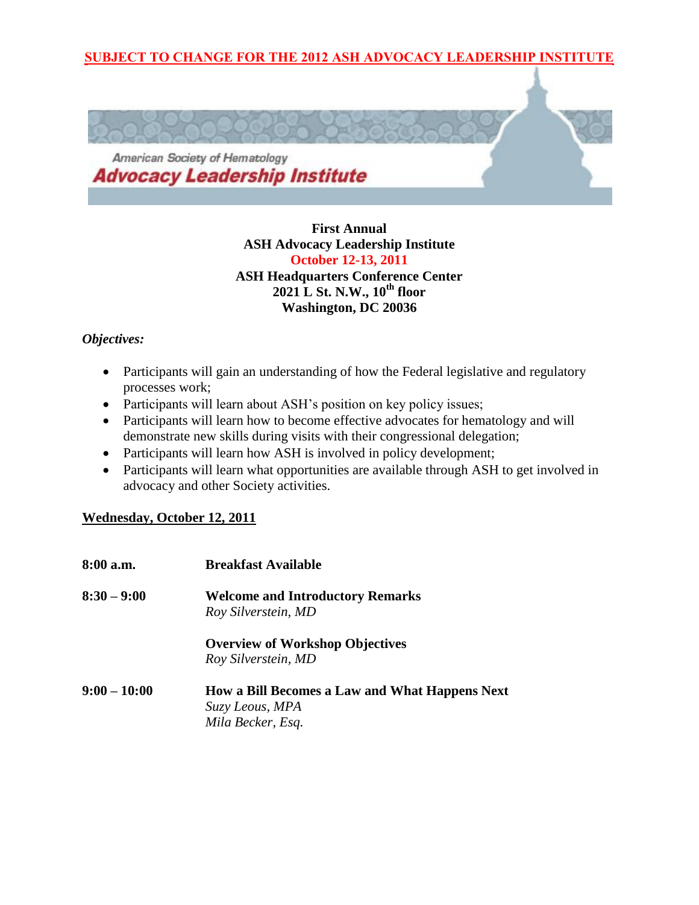**SUBJECT TO CHANGE FOR THE 2012 ASH ADVOCACY LEADERSHIP INSTITUTE**

American Society of Hematology

**Advocacy Leadership Institute**

**First Annual**
**ASH Advocacy Leadership Institute**
**October 12-13, 2011**
**ASH Headquarters Conference Center**
**2021 L St. N.W., 10th floor**
**Washington, DC 20036**

***Objectives:***

- Participants will gain an understanding of how the Federal legislative and regulatory processes work;
- Participants will learn about ASH's position on key policy issues;
- Participants will learn how to become effective advocates for hematology and will demonstrate new skills during visits with their congressional delegation;
- Participants will learn how ASH is involved in policy development;
- Participants will learn what opportunities are available through ASH to get involved in advocacy and other Society activities.

**Wednesday, October 12, 2011**

| | |
|---|---|
| **8:00 a.m.** | **Breakfast Available** |
| **8:30 – 9:00** | **Welcome and Introductory Remarks**<br>*Roy Silverstein, MD*<br><br>**Overview of Workshop Objectives**<br>*Roy Silverstein, MD* |
| **9:00 – 10:00** | **How a Bill Becomes a Law and What Happens Next**<br>*Suzy Leous, MPA*<br>*Mila Becker, Esq.* |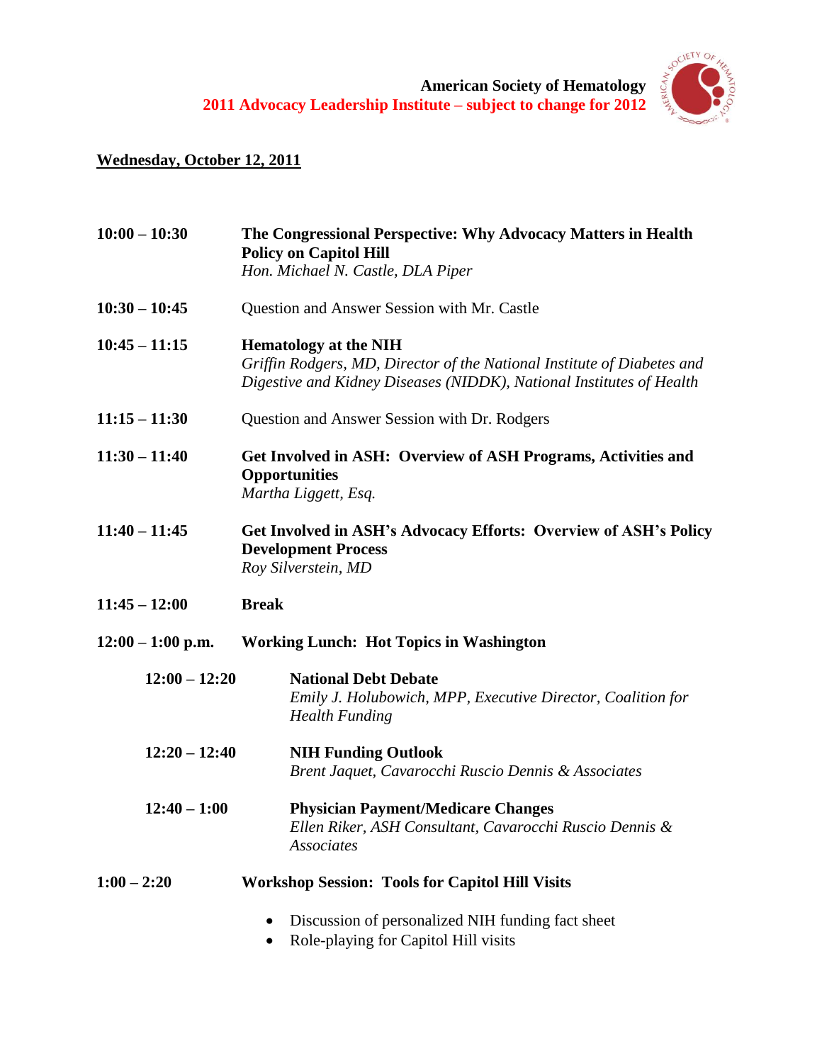**American Society of Hematology**
**2011 Advocacy Leadership Institute – subject to change for 2012**

## Wednesday, October 12, 2011

**10:00 – 10:30** **The Congressional Perspective: Why Advocacy Matters in Health Policy on Capitol Hill**
*Hon. Michael N. Castle, DLA Piper*

**10:30 – 10:45** Question and Answer Session with Mr. Castle

**10:45 – 11:15** **Hematology at the NIH**
*Griffin Rodgers, MD, Director of the National Institute of Diabetes and Digestive and Kidney Diseases (NIDDK), National Institutes of Health*

**11:15 – 11:30** Question and Answer Session with Dr. Rodgers

**11:30 – 11:40** **Get Involved in ASH: Overview of ASH Programs, Activities and Opportunities**
*Martha Liggett, Esq.*

**11:40 – 11:45** **Get Involved in ASH's Advocacy Efforts: Overview of ASH's Policy Development Process**
*Roy Silverstein, MD*

**11:45 – 12:00** **Break**

**12:00 – 1:00 p.m.** **Working Lunch: Hot Topics in Washington**

- **12:00 – 12:20** **National Debt Debate**
  *Emily J. Holubowich, MPP, Executive Director, Coalition for Health Funding*

- **12:20 – 12:40** **NIH Funding Outlook**
  *Brent Jaquet, Cavarocchi Ruscio Dennis & Associates*

- **12:40 – 1:00** **Physician Payment/Medicare Changes**
  *Ellen Riker, ASH Consultant, Cavarocchi Ruscio Dennis & Associates*

**1:00 – 2:20** **Workshop Session: Tools for Capitol Hill Visits**

- Discussion of personalized NIH funding fact sheet
- Role-playing for Capitol Hill visits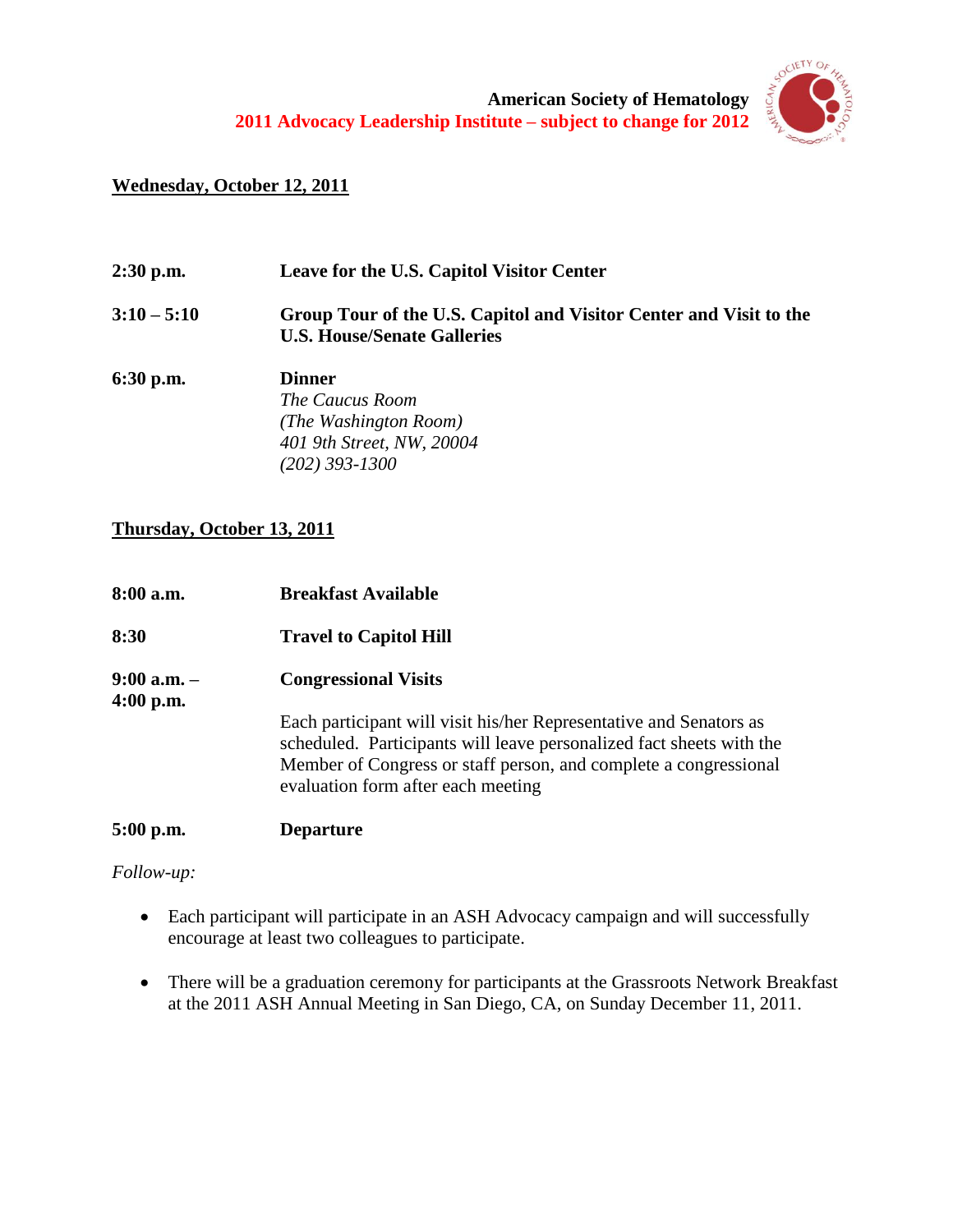**American Society of Hematology**
**2011 Advocacy Leadership Institute – subject to change for 2012**

**Wednesday, October 12, 2011**

| | |
|---|---|
| **2:30 p.m.** | **Leave for the U.S. Capitol Visitor Center** |
| **3:10 – 5:10** | **Group Tour of the U.S. Capitol and Visitor Center and Visit to the U.S. House/Senate Galleries** |
| **6:30 p.m.** | **Dinner**<br>*The Caucus Room*<br>*(The Washington Room)*<br>*401 9th Street, NW, 20004*<br>*(202) 393-1300* |

**Thursday, October 13, 2011**

| | |
|---|---|
| **8:00 a.m.** | **Breakfast Available** |
| **8:30** | **Travel to Capitol Hill** |
| **9:00 a.m. – 4:00 p.m.** | **Congressional Visits**<br><br>Each participant will visit his/her Representative and Senators as scheduled. Participants will leave personalized fact sheets with the Member of Congress or staff person, and complete a congressional evaluation form after each meeting |
| **5:00 p.m.** | **Departure** |

*Follow-up:*

- Each participant will participate in an ASH Advocacy campaign and will successfully encourage at least two colleagues to participate.
- There will be a graduation ceremony for participants at the Grassroots Network Breakfast at the 2011 ASH Annual Meeting in San Diego, CA, on Sunday December 11, 2011.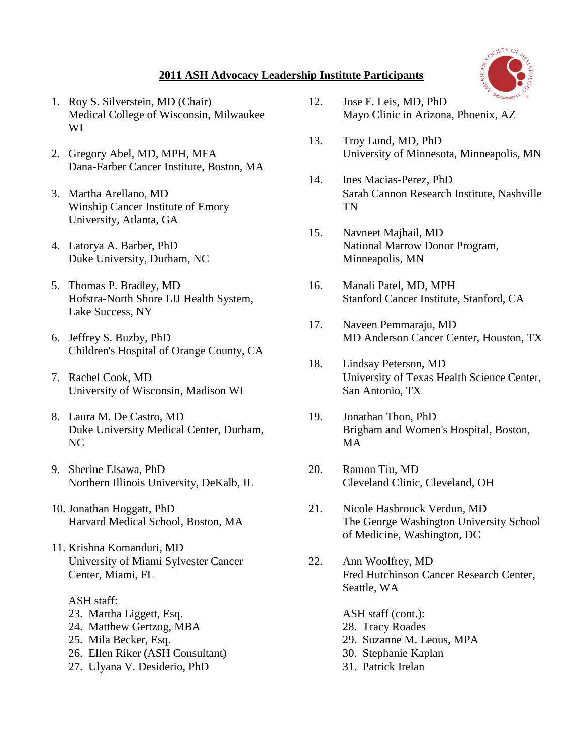## 2011 ASH Advocacy Leadership Institute Participants

1. Roy S. Silverstein, MD (Chair)
   Medical College of Wisconsin, Milwaukee WI

2. Gregory Abel, MD, MPH, MFA
   Dana-Farber Cancer Institute, Boston, MA

3. Martha Arellano, MD
   Winship Cancer Institute of Emory University, Atlanta, GA

4. Latorya A. Barber, PhD
   Duke University, Durham, NC

5. Thomas P. Bradley, MD
   Hofstra-North Shore LIJ Health System, Lake Success, NY

6. Jeffrey S. Buzby, PhD
   Children's Hospital of Orange County, CA

7. Rachel Cook, MD
   University of Wisconsin, Madison WI

8. Laura M. De Castro, MD
   Duke University Medical Center, Durham, NC

9. Sherine Elsawa, PhD
   Northern Illinois University, DeKalb, IL

10. Jonathan Hoggatt, PhD
    Harvard Medical School, Boston, MA

11. Krishna Komanduri, MD
    University of Miami Sylvester Cancer Center, Miami, FL

12. Jose F. Leis, MD, PhD
    Mayo Clinic in Arizona, Phoenix, AZ

13. Troy Lund, MD, PhD
    University of Minnesota, Minneapolis, MN

14. Ines Macias-Perez, PhD
    Sarah Cannon Research Institute, Nashville TN

15. Navneet Majhail, MD
    National Marrow Donor Program, Minneapolis, MN

16. Manali Patel, MD, MPH
    Stanford Cancer Institute, Stanford, CA

17. Naveen Pemmaraju, MD
    MD Anderson Cancer Center, Houston, TX

18. Lindsay Peterson, MD
    University of Texas Health Science Center, San Antonio, TX

19. Jonathan Thon, PhD
    Brigham and Women's Hospital, Boston, MA

20. Ramon Tiu, MD
    Cleveland Clinic, Cleveland, OH

21. Nicole Hasbrouck Verdun, MD
    The George Washington University School of Medicine, Washington, DC

22. Ann Woolfrey, MD
    Fred Hutchinson Cancer Research Center, Seattle, WA

ASH staff:

23. Martha Liggett, Esq.
24. Matthew Gertzog, MBA
25. Mila Becker, Esq.
26. Ellen Riker (ASH Consultant)
27. Ulyana V. Desiderio, PhD

ASH staff (cont.):

28. Tracy Roades
29. Suzanne M. Leous, MPA
30. Stephanie Kaplan
31. Patrick Irelan